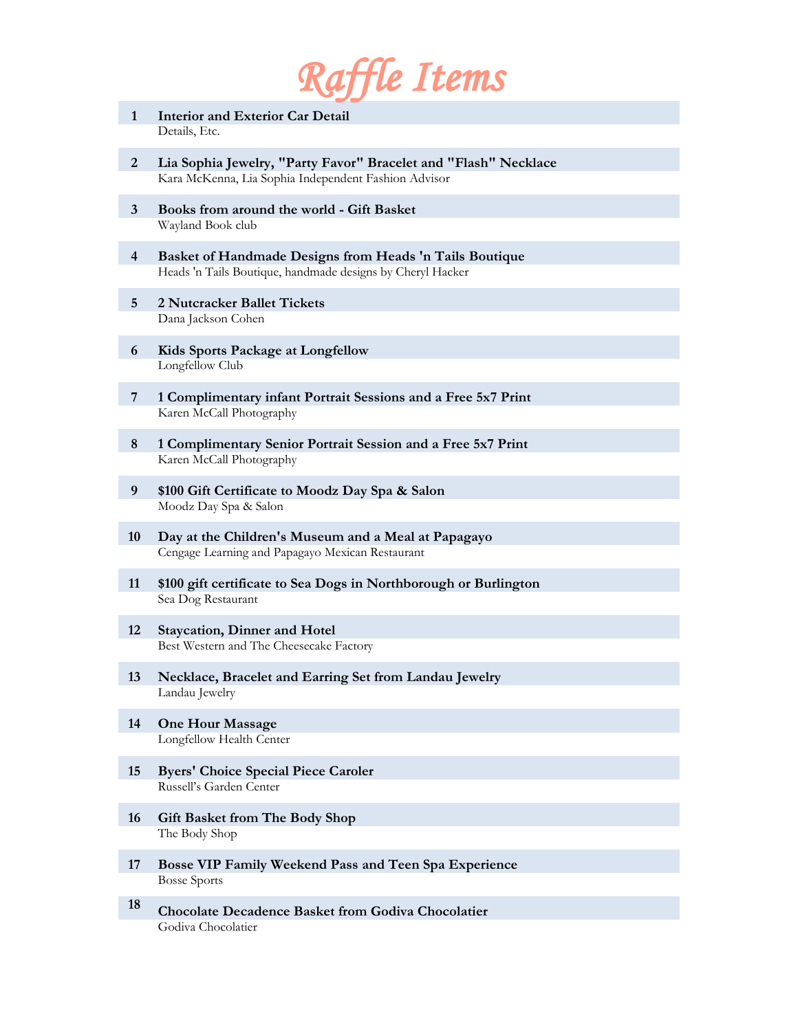# Raffle Items

| | |
|---|---|
| **1** | **Interior and Exterior Car Detail**<br>Details, Etc. |
| **2** | **Lia Sophia Jewelry, "Party Favor" Bracelet and "Flash" Necklace**<br>Kara McKenna, Lia Sophia Independent Fashion Advisor |
| **3** | **Books from around the world - Gift Basket**<br>Wayland Book club |
| **4** | **Basket of Handmade Designs from Heads 'n Tails Boutique**<br>Heads 'n Tails Boutique, handmade designs by Cheryl Hacker |
| **5** | **2 Nutcracker Ballet Tickets**<br>Dana Jackson Cohen |
| **6** | **Kids Sports Package at Longfellow**<br>Longfellow Club |
| **7** | **1 Complimentary infant Portrait Sessions and a Free 5x7 Print**<br>Karen McCall Photography |
| **8** | **1 Complimentary Senior Portrait Session and a Free 5x7 Print**<br>Karen McCall Photography |
| **9** | **$100 Gift Certificate to Moodz Day Spa & Salon**<br>Moodz Day Spa & Salon |
| **10** | **Day at the Children's Museum and a Meal at Papagayo**<br>Cengage Learning and Papagayo Mexican Restaurant |
| **11** | **$100 gift certificate to Sea Dogs in Northborough or Burlington**<br>Sea Dog Restaurant |
| **12** | **Staycation, Dinner and Hotel**<br>Best Western and The Cheesecake Factory |
| **13** | **Necklace, Bracelet and Earring Set from Landau Jewelry**<br>Landau Jewelry |
| **14** | **One Hour Massage**<br>Longfellow Health Center |
| **15** | **Byers' Choice Special Piece Caroler**<br>Russell's Garden Center |
| **16** | **Gift Basket from The Body Shop**<br>The Body Shop |
| **17** | **Bosse VIP Family Weekend Pass and Teen Spa Experience**<br>Bosse Sports |
| **18** | **Chocolate Decadence Basket from Godiva Chocolatier**<br>Godiva Chocolatier |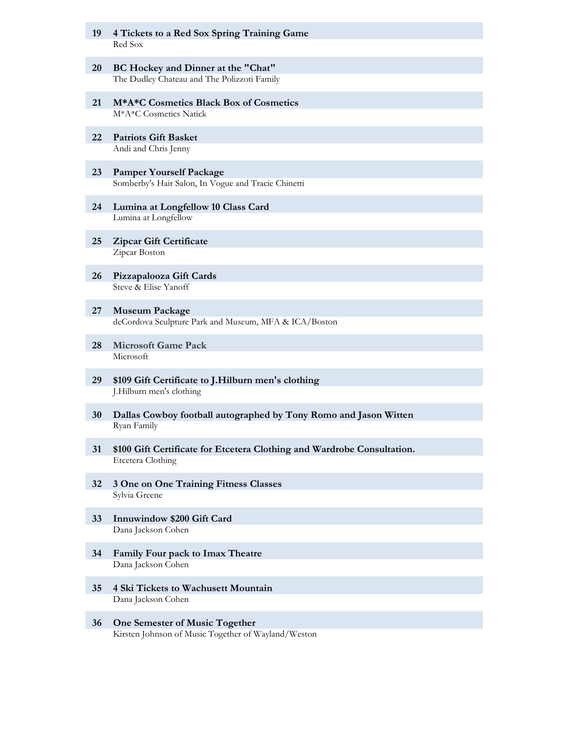**19** **4 Tickets to a Red Sox Spring Training Game**
Red Sox

**20** **BC Hockey and Dinner at the "Chat"**
The Dudley Chateau and The Polizzoti Family

**21** **M*A*C Cosmetics Black Box of Cosmetics**
M*A*C Cosmetics Natick

**22** **Patriots Gift Basket**
Andi and Chris Jenny

**23** **Pamper Yourself Package**
Somberby's Hair Salon, In Vogue and Tracie Chinetti

**24** **Lumina at Longfellow 10 Class Card**
Lumina at Longfellow

**25** **Zipcar Gift Certificate**
Zipcar Boston

**26** **Pizzapalooza Gift Cards**
Steve & Elise Yanoff

**27** **Museum Package**
deCordova Sculpture Park and Museum, MFA & ICA/Boston

**28** **Microsoft Game Pack**
Microsoft

**29** **$109 Gift Certificate to J.Hilburn men's clothing**
J.Hilburn men's clothing

**30** **Dallas Cowboy football autographed by Tony Romo and Jason Witten**
Ryan Family

**31** **$100 Gift Certificate for Etcetera Clothing and Wardrobe Consultation.**
Etcetera Clothing

**32** **3 One on One Training Fitness Classes**
Sylvia Greene

**33** **Innuwindow $200 Gift Card**
Dana Jackson Cohen

**34** **Family Four pack to Imax Theatre**
Dana Jackson Cohen

**35** **4 Ski Tickets to Wachusett Mountain**
Dana Jackson Cohen

**36** **One Semester of Music Together**
Kirsten Johnson of Music Together of Wayland/Weston